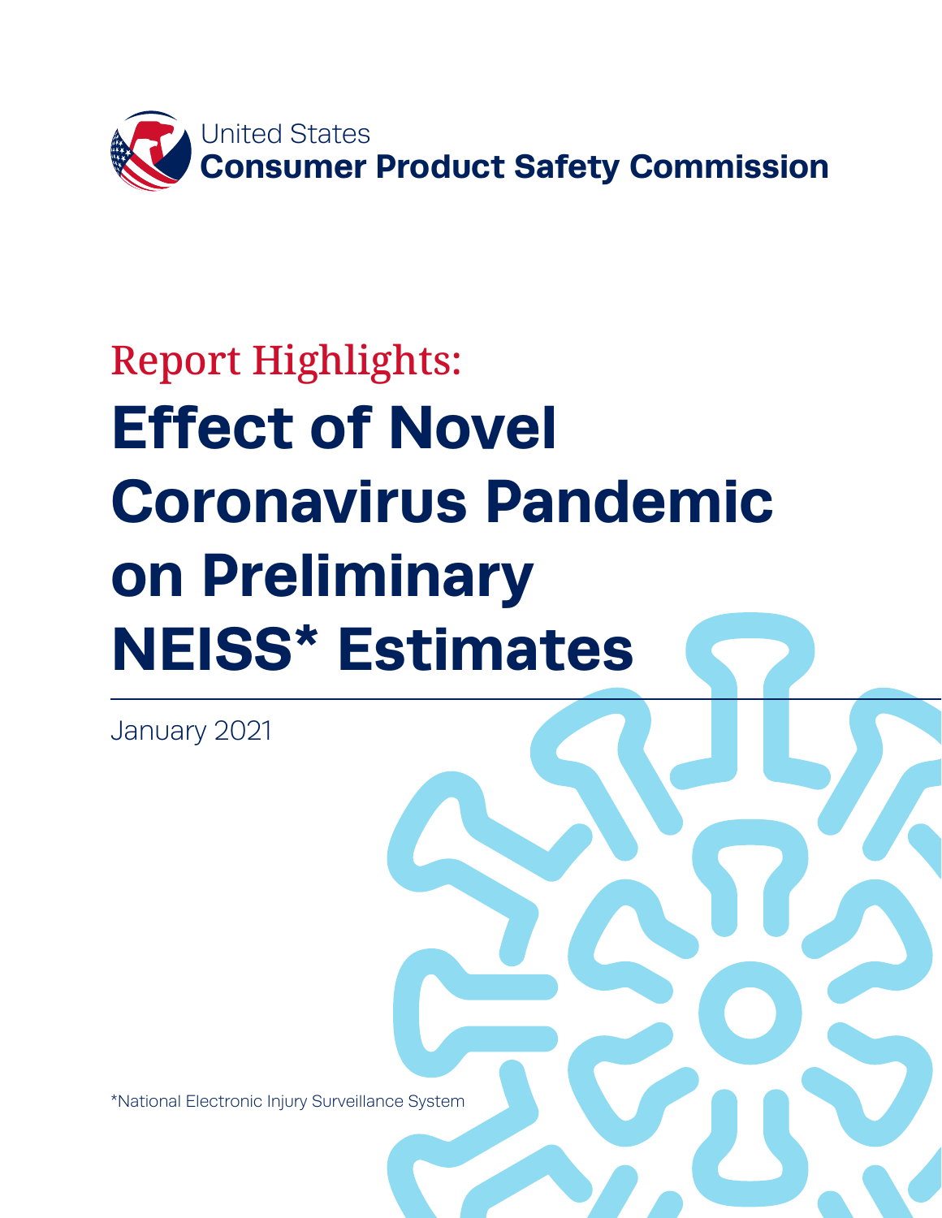United States
**Consumer Product Safety Commission**

Report Highlights:

# Effect of Novel Coronavirus Pandemic on Preliminary NEISS* Estimates

January 2021

*National Electronic Injury Surveillance System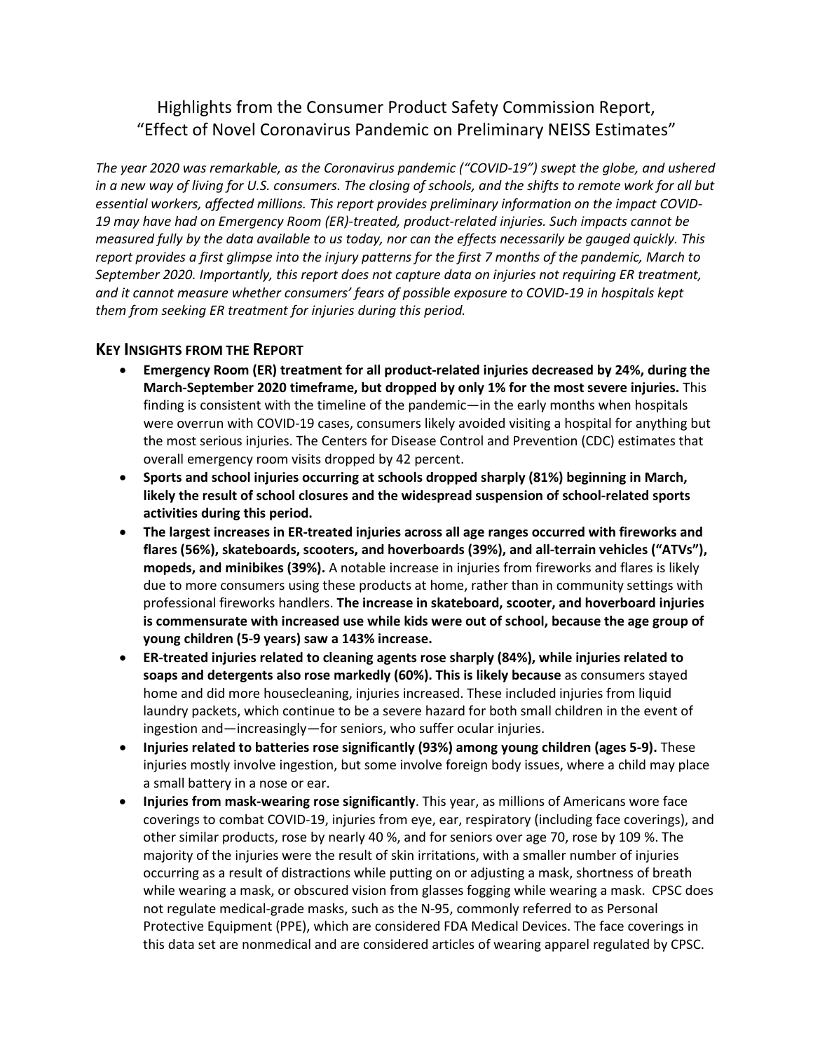# Highlights from the Consumer Product Safety Commission Report, "Effect of Novel Coronavirus Pandemic on Preliminary NEISS Estimates"

*The year 2020 was remarkable, as the Coronavirus pandemic ("COVID-19") swept the globe, and ushered in a new way of living for U.S. consumers. The closing of schools, and the shifts to remote work for all but essential workers, affected millions. This report provides preliminary information on the impact COVID-19 may have had on Emergency Room (ER)-treated, product-related injuries. Such impacts cannot be measured fully by the data available to us today, nor can the effects necessarily be gauged quickly. This report provides a first glimpse into the injury patterns for the first 7 months of the pandemic, March to September 2020. Importantly, this report does not capture data on injuries not requiring ER treatment, and it cannot measure whether consumers' fears of possible exposure to COVID-19 in hospitals kept them from seeking ER treatment for injuries during this period.*

## KEY INSIGHTS FROM THE REPORT

- **Emergency Room (ER) treatment for all product-related injuries decreased by 24%, during the March-September 2020 timeframe, but dropped by only 1% for the most severe injuries.** This finding is consistent with the timeline of the pandemic—in the early months when hospitals were overrun with COVID-19 cases, consumers likely avoided visiting a hospital for anything but the most serious injuries. The Centers for Disease Control and Prevention (CDC) estimates that overall emergency room visits dropped by 42 percent.
- **Sports and school injuries occurring at schools dropped sharply (81%) beginning in March, likely the result of school closures and the widespread suspension of school-related sports activities during this period.**
- **The largest increases in ER-treated injuries across all age ranges occurred with fireworks and flares (56%), skateboards, scooters, and hoverboards (39%), and all-terrain vehicles ("ATVs"), mopeds, and minibikes (39%).** A notable increase in injuries from fireworks and flares is likely due to more consumers using these products at home, rather than in community settings with professional fireworks handlers. **The increase in skateboard, scooter, and hoverboard injuries is commensurate with increased use while kids were out of school, because the age group of young children (5-9 years) saw a 143% increase.**
- **ER-treated injuries related to cleaning agents rose sharply (84%), while injuries related to soaps and detergents also rose markedly (60%). This is likely because** as consumers stayed home and did more housecleaning, injuries increased. These included injuries from liquid laundry packets, which continue to be a severe hazard for both small children in the event of ingestion and—increasingly—for seniors, who suffer ocular injuries.
- **Injuries related to batteries rose significantly (93%) among young children (ages 5-9).** These injuries mostly involve ingestion, but some involve foreign body issues, where a child may place a small battery in a nose or ear.
- **Injuries from mask-wearing rose significantly**. This year, as millions of Americans wore face coverings to combat COVID-19, injuries from eye, ear, respiratory (including face coverings), and other similar products, rose by nearly 40 %, and for seniors over age 70, rose by 109 %. The majority of the injuries were the result of skin irritations, with a smaller number of injuries occurring as a result of distractions while putting on or adjusting a mask, shortness of breath while wearing a mask, or obscured vision from glasses fogging while wearing a mask. CPSC does not regulate medical-grade masks, such as the N-95, commonly referred to as Personal Protective Equipment (PPE), which are considered FDA Medical Devices. The face coverings in this data set are nonmedical and are considered articles of wearing apparel regulated by CPSC.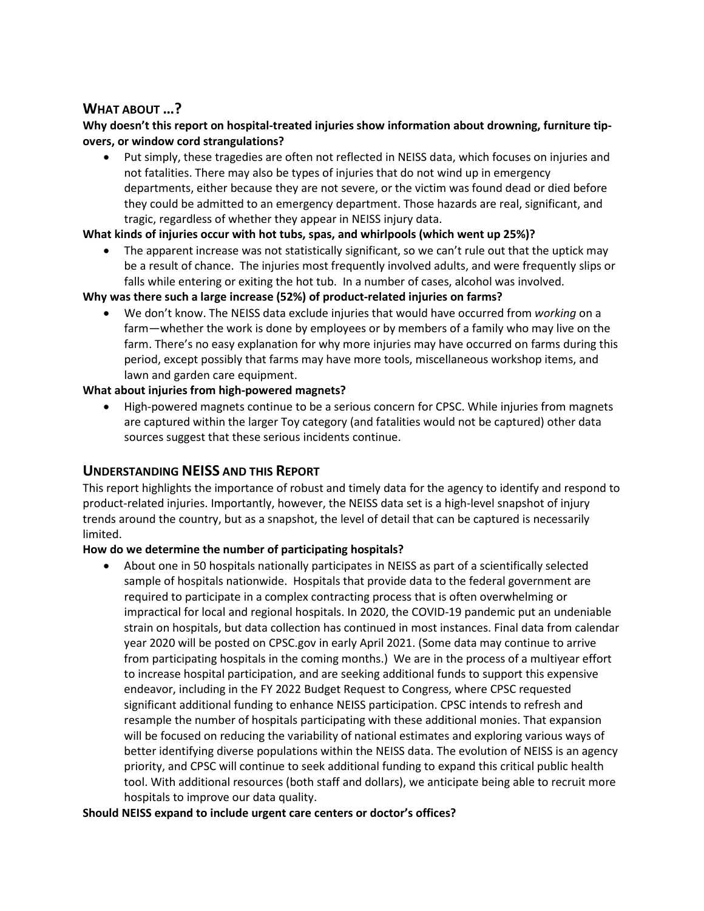## What about ...?

**Why doesn't this report on hospital-treated injuries show information about drowning, furniture tip-overs, or window cord strangulations?**

- Put simply, these tragedies are often not reflected in NEISS data, which focuses on injuries and not fatalities. There may also be types of injuries that do not wind up in emergency departments, either because they are not severe, or the victim was found dead or died before they could be admitted to an emergency department. Those hazards are real, significant, and tragic, regardless of whether they appear in NEISS injury data.

**What kinds of injuries occur with hot tubs, spas, and whirlpools (which went up 25%)?**

- The apparent increase was not statistically significant, so we can't rule out that the uptick may be a result of chance. The injuries most frequently involved adults, and were frequently slips or falls while entering or exiting the hot tub. In a number of cases, alcohol was involved.

**Why was there such a large increase (52%) of product-related injuries on farms?**

- We don't know. The NEISS data exclude injuries that would have occurred from *working* on a farm—whether the work is done by employees or by members of a family who may live on the farm. There's no easy explanation for why more injuries may have occurred on farms during this period, except possibly that farms may have more tools, miscellaneous workshop items, and lawn and garden care equipment.

**What about injuries from high-powered magnets?**

- High-powered magnets continue to be a serious concern for CPSC. While injuries from magnets are captured within the larger Toy category (and fatalities would not be captured) other data sources suggest that these serious incidents continue.

## Understanding NEISS and this Report

This report highlights the importance of robust and timely data for the agency to identify and respond to product-related injuries. Importantly, however, the NEISS data set is a high-level snapshot of injury trends around the country, but as a snapshot, the level of detail that can be captured is necessarily limited.

**How do we determine the number of participating hospitals?**

- About one in 50 hospitals nationally participates in NEISS as part of a scientifically selected sample of hospitals nationwide. Hospitals that provide data to the federal government are required to participate in a complex contracting process that is often overwhelming or impractical for local and regional hospitals. In 2020, the COVID-19 pandemic put an undeniable strain on hospitals, but data collection has continued in most instances. Final data from calendar year 2020 will be posted on CPSC.gov in early April 2021. (Some data may continue to arrive from participating hospitals in the coming months.) We are in the process of a multiyear effort to increase hospital participation, and are seeking additional funds to support this expensive endeavor, including in the FY 2022 Budget Request to Congress, where CPSC requested significant additional funding to enhance NEISS participation. CPSC intends to refresh and resample the number of hospitals participating with these additional monies. That expansion will be focused on reducing the variability of national estimates and exploring various ways of better identifying diverse populations within the NEISS data. The evolution of NEISS is an agency priority, and CPSC will continue to seek additional funding to expand this critical public health tool. With additional resources (both staff and dollars), we anticipate being able to recruit more hospitals to improve our data quality.

**Should NEISS expand to include urgent care centers or doctor's offices?**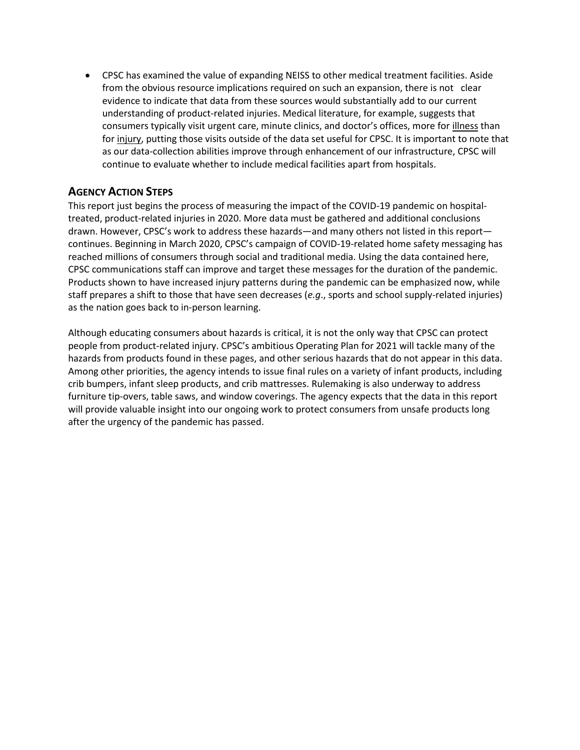- CPSC has examined the value of expanding NEISS to other medical treatment facilities. Aside from the obvious resource implications required on such an expansion, there is not clear evidence to indicate that data from these sources would substantially add to our current understanding of product-related injuries. Medical literature, for example, suggests that consumers typically visit urgent care, minute clinics, and doctor's offices, more for illness than for injury, putting those visits outside of the data set useful for CPSC. It is important to note that as our data-collection abilities improve through enhancement of our infrastructure, CPSC will continue to evaluate whether to include medical facilities apart from hospitals.

## AGENCY ACTION STEPS

This report just begins the process of measuring the impact of the COVID-19 pandemic on hospital-treated, product-related injuries in 2020. More data must be gathered and additional conclusions drawn. However, CPSC's work to address these hazards—and many others not listed in this report—continues. Beginning in March 2020, CPSC's campaign of COVID-19-related home safety messaging has reached millions of consumers through social and traditional media. Using the data contained here, CPSC communications staff can improve and target these messages for the duration of the pandemic. Products shown to have increased injury patterns during the pandemic can be emphasized now, while staff prepares a shift to those that have seen decreases (*e.g*., sports and school supply-related injuries) as the nation goes back to in-person learning.

Although educating consumers about hazards is critical, it is not the only way that CPSC can protect people from product-related injury. CPSC's ambitious Operating Plan for 2021 will tackle many of the hazards from products found in these pages, and other serious hazards that do not appear in this data. Among other priorities, the agency intends to issue final rules on a variety of infant products, including crib bumpers, infant sleep products, and crib mattresses. Rulemaking is also underway to address furniture tip-overs, table saws, and window coverings. The agency expects that the data in this report will provide valuable insight into our ongoing work to protect consumers from unsafe products long after the urgency of the pandemic has passed.